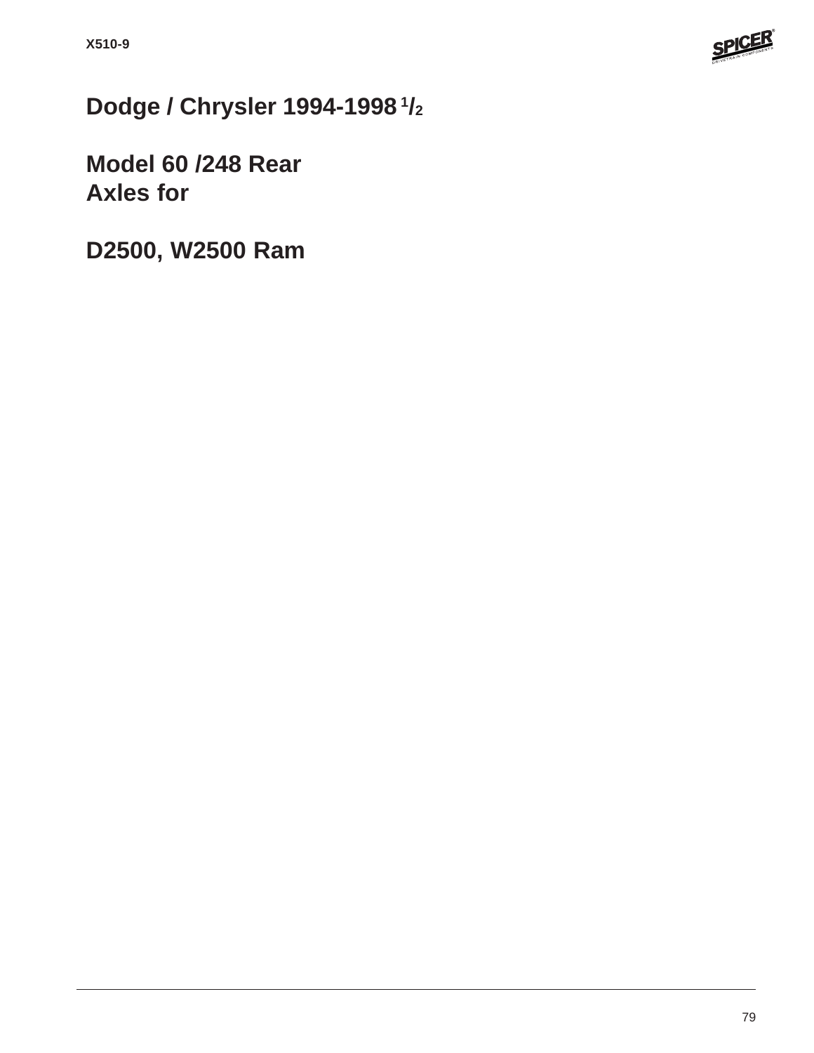# Dodge / Chrysler 1994-1998 1/2

## Model 60 /248 Rear Axles for

## D2500, W2500 Ram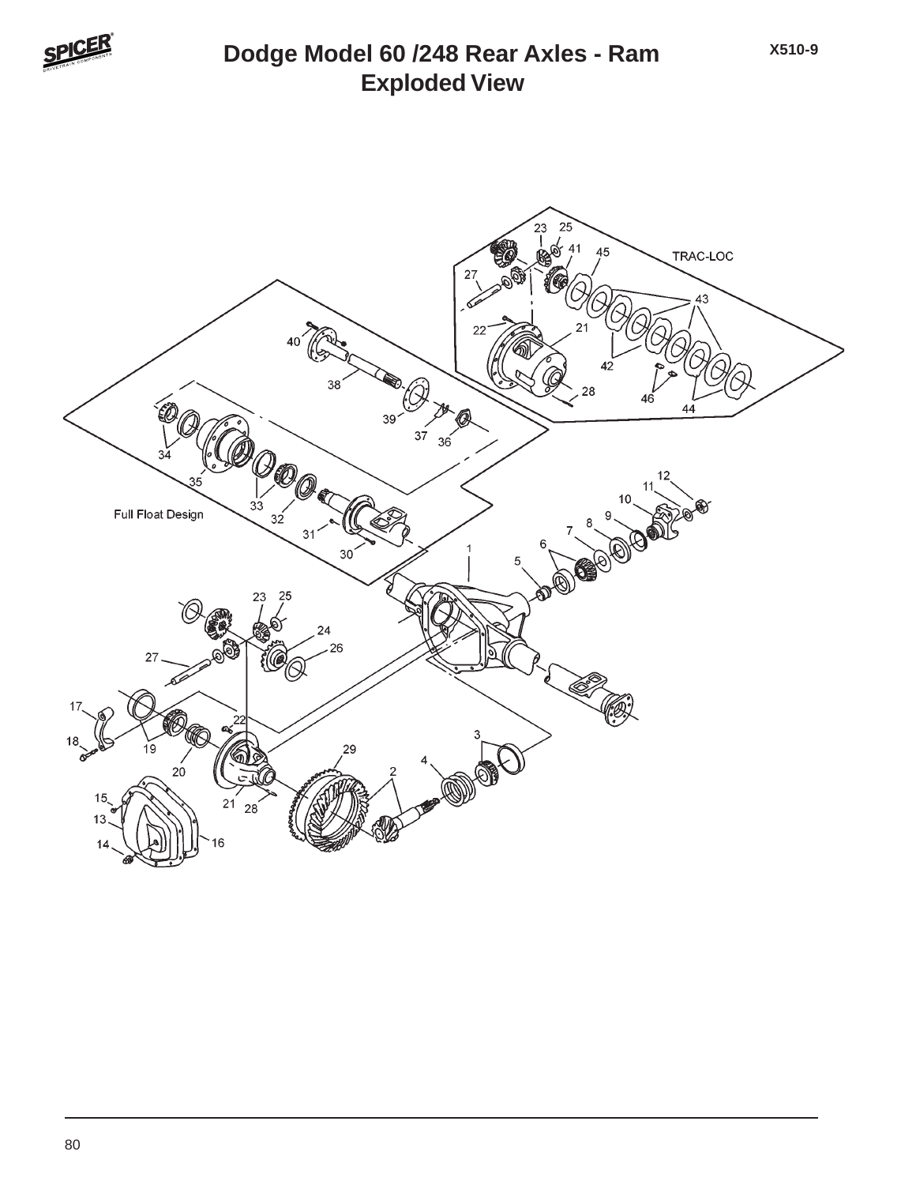# Dodge Model 60 /248 Rear Axles - Ram
## Exploded View

X510-9

TRAC-LOC

Full Float Design

23 25 41 45 27 43 22 21 42 28 46 44

40 38 39 37 36 34 35 33 32 31 30

12 11 10 9 8 7 6 5 1

23 25 24 26 27 17 22 18 19 20 21 28 29 3 4 2 15 13 14 16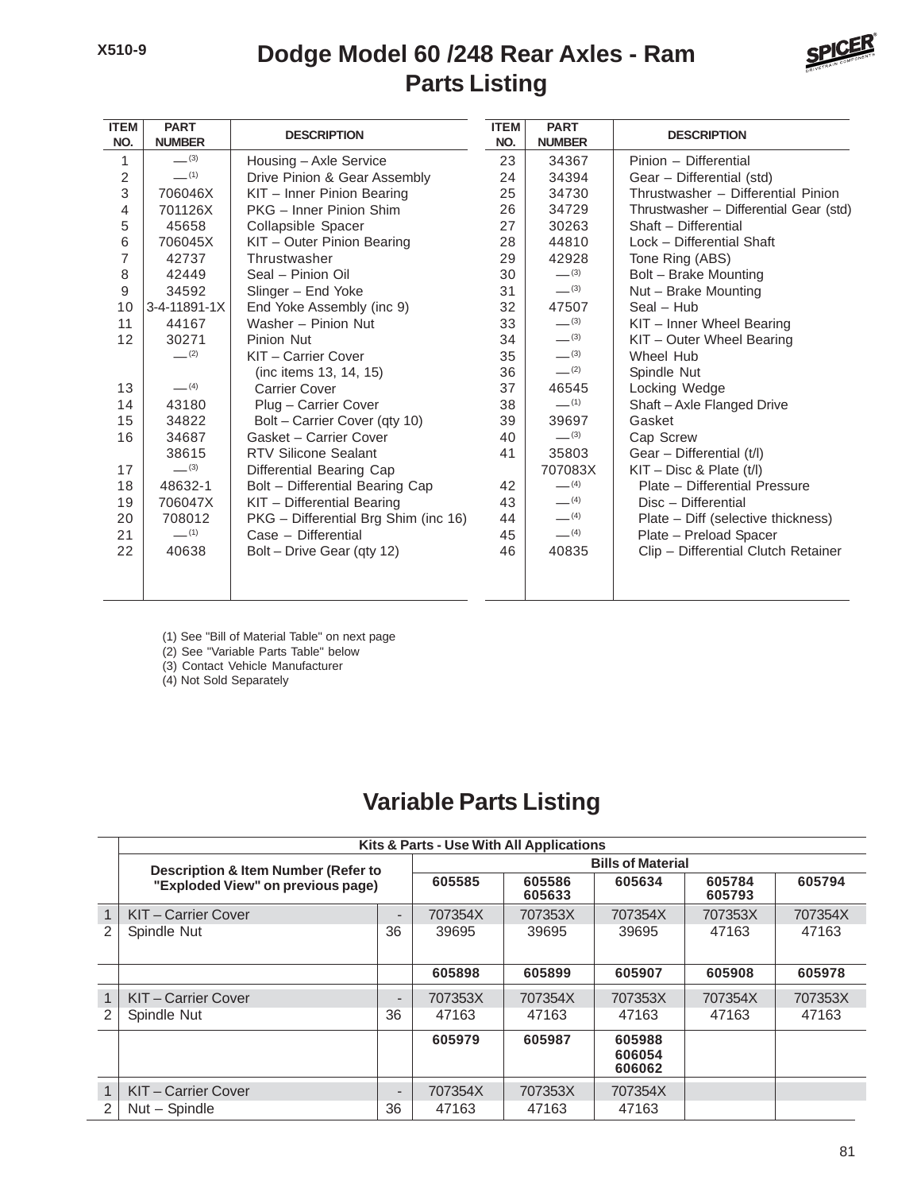# Dodge Model 60 /248 Rear Axles - Ram

## Parts Listing

| ITEM NO. | PART NUMBER | DESCRIPTION |
|---|---|---|
| 1 | — (3) | Housing – Axle Service |
| 2 | — (1) | Drive Pinion & Gear Assembly |
| 3 | 706046X | KIT – Inner Pinion Bearing |
| 4 | 701126X | PKG – Inner Pinion Shim |
| 5 | 45658 | Collapsible Spacer |
| 6 | 706045X | KIT – Outer Pinion Bearing |
| 7 | 42737 | Thrustwasher |
| 8 | 42449 | Seal – Pinion Oil |
| 9 | 34592 | Slinger – End Yoke |
| 10 | 3-4-11891-1X | End Yoke Assembly (inc 9) |
| 11 | 44167 | Washer – Pinion Nut |
| 12 | 30271 | Pinion Nut |
| | — (2) | KIT – Carrier Cover (inc items 13, 14, 15) |
| 13 | — (4) | Carrier Cover |
| 14 | 43180 | Plug – Carrier Cover |
| 15 | 34822 | Bolt – Carrier Cover (qty 10) |
| 16 | 34687 | Gasket – Carrier Cover |
| | 38615 | RTV Silicone Sealant |
| 17 | — (3) | Differential Bearing Cap |
| 18 | 48632-1 | Bolt – Differential Bearing Cap |
| 19 | 706047X | KIT – Differential Bearing |
| 20 | 708012 | PKG – Differential Brg Shim (inc 16) |
| 21 | — (1) | Case – Differential |
| 22 | 40638 | Bolt – Drive Gear (qty 12) |
| 23 | 34367 | Pinion – Differential |
| 24 | 34394 | Gear – Differential (std) |
| 25 | 34730 | Thrustwasher – Differential Pinion |
| 26 | 34729 | Thrustwasher – Differential Gear (std) |
| 27 | 30263 | Shaft – Differential |
| 28 | 44810 | Lock – Differential Shaft |
| 29 | 42928 | Tone Ring (ABS) |
| 30 | — (3) | Bolt – Brake Mounting |
| 31 | — (3) | Nut – Brake Mounting |
| 32 | 47507 | Seal – Hub |
| 33 | — (3) | KIT – Inner Wheel Bearing |
| 34 | — (3) | KIT – Outer Wheel Bearing |
| 35 | — (3) | Wheel Hub |
| 36 | — (2) | Spindle Nut |
| 37 | 46545 | Locking Wedge |
| 38 | — (1) | Shaft – Axle Flanged Drive |
| 39 | 39697 | Gasket |
| 40 | — (3) | Cap Screw |
| 41 | 35803 | Gear – Differential (t/l) |
| | 707083X | KIT – Disc & Plate (t/l) |
| 42 | — (4) | Plate – Differential Pressure |
| 43 | — (4) | Disc – Differential |
| 44 | — (4) | Plate – Diff (selective thickness) |
| 45 | — (4) | Plate – Preload Spacer |
| 46 | 40835 | Clip – Differential Clutch Retainer |

(1) See "Bill of Material Table" on next page
(2) See "Variable Parts Table" below
(3) Contact Vehicle Manufacturer
(4) Not Sold Separately

## Variable Parts Listing

| | Kits & Parts - Use With All Applications | | | | | | |
|---|---|---|---|---|---|---|---|
| | Description & Item Number (Refer to "Exploded View" on previous page) | | Bills of Material | | | | |
| | | | 605585 | 605586 605633 | 605634 | 605784 605793 | 605794 |
| 1 | KIT – Carrier Cover | - | 707354X | 707353X | 707354X | 707353X | 707354X |
| 2 | Spindle Nut | 36 | 39695 | 39695 | 39695 | 47163 | 47163 |
| | | | 605898 | 605899 | 605907 | 605908 | 605978 |
| 1 | KIT – Carrier Cover | - | 707353X | 707354X | 707353X | 707354X | 707353X |
| 2 | Spindle Nut | 36 | 47163 | 47163 | 47163 | 47163 | 47163 |
| | | | 605979 | 605987 | 605988 606054 606062 | | |
| 1 | KIT – Carrier Cover | - | 707354X | 707353X | 707354X | | |
| 2 | Nut – Spindle | 36 | 47163 | 47163 | 47163 | | |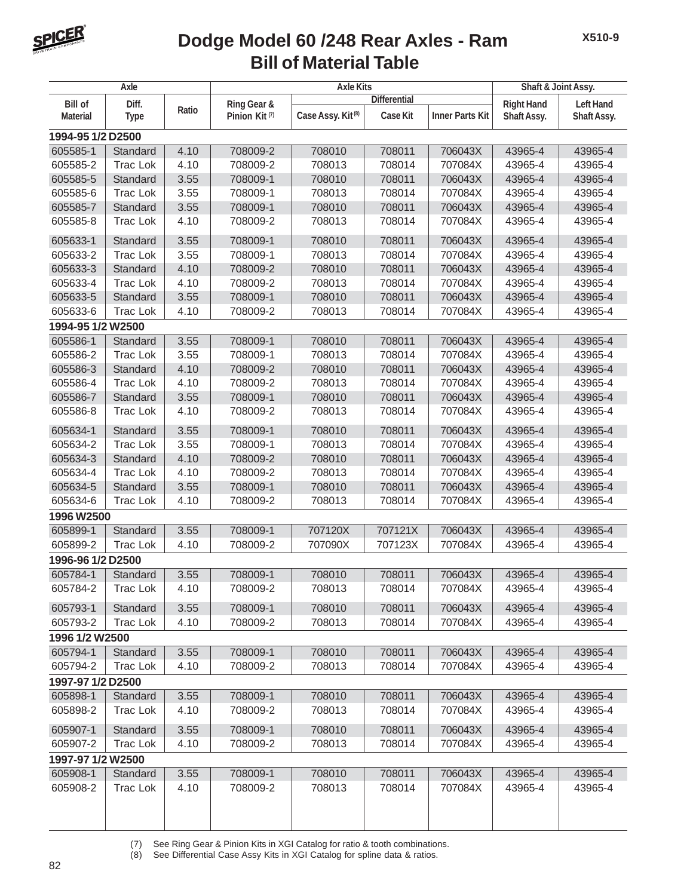# Dodge Model 60 /248 Rear Axles - Ram
## Bill of Material Table

X510-9

| Axle | | | Axle Kits | | | | Shaft & Joint Assy. | |
|---|---|---|---|---|---|---|---|---|
| | | | | Differential | | | | |
| Bill of Material | Diff. Type | Ratio | Ring Gear & Pinion Kit (7) | Case Assy. Kit (8) | Case Kit | Inner Parts Kit | Right Hand Shaft Assy. | Left Hand Shaft Assy. |
| **1994-95 1/2 D2500** | | | | | | | | |
| 605585-1 | Standard | 4.10 | 708009-2 | 708010 | 708011 | 706043X | 43965-4 | 43965-4 |
| 605585-2 | Trac Lok | 4.10 | 708009-2 | 708013 | 708014 | 707084X | 43965-4 | 43965-4 |
| 605585-5 | Standard | 3.55 | 708009-1 | 708010 | 708011 | 706043X | 43965-4 | 43965-4 |
| 605585-6 | Trac Lok | 3.55 | 708009-1 | 708013 | 708014 | 707084X | 43965-4 | 43965-4 |
| 605585-7 | Standard | 3.55 | 708009-1 | 708010 | 708011 | 706043X | 43965-4 | 43965-4 |
| 605585-8 | Trac Lok | 4.10 | 708009-2 | 708013 | 708014 | 707084X | 43965-4 | 43965-4 |
| 605633-1 | Standard | 3.55 | 708009-1 | 708010 | 708011 | 706043X | 43965-4 | 43965-4 |
| 605633-2 | Trac Lok | 3.55 | 708009-1 | 708013 | 708014 | 707084X | 43965-4 | 43965-4 |
| 605633-3 | Standard | 4.10 | 708009-2 | 708010 | 708011 | 706043X | 43965-4 | 43965-4 |
| 605633-4 | Trac Lok | 4.10 | 708009-2 | 708013 | 708014 | 707084X | 43965-4 | 43965-4 |
| 605633-5 | Standard | 3.55 | 708009-1 | 708010 | 708011 | 706043X | 43965-4 | 43965-4 |
| 605633-6 | Trac Lok | 4.10 | 708009-2 | 708013 | 708014 | 707084X | 43965-4 | 43965-4 |
| **1994-95 1/2 W2500** | | | | | | | | |
| 605586-1 | Standard | 3.55 | 708009-1 | 708010 | 708011 | 706043X | 43965-4 | 43965-4 |
| 605586-2 | Trac Lok | 3.55 | 708009-1 | 708013 | 708014 | 707084X | 43965-4 | 43965-4 |
| 605586-3 | Standard | 4.10 | 708009-2 | 708010 | 708011 | 706043X | 43965-4 | 43965-4 |
| 605586-4 | Trac Lok | 4.10 | 708009-2 | 708013 | 708014 | 707084X | 43965-4 | 43965-4 |
| 605586-7 | Standard | 3.55 | 708009-1 | 708010 | 708011 | 706043X | 43965-4 | 43965-4 |
| 605586-8 | Trac Lok | 4.10 | 708009-2 | 708013 | 708014 | 707084X | 43965-4 | 43965-4 |
| 605634-1 | Standard | 3.55 | 708009-1 | 708010 | 708011 | 706043X | 43965-4 | 43965-4 |
| 605634-2 | Trac Lok | 3.55 | 708009-1 | 708013 | 708014 | 707084X | 43965-4 | 43965-4 |
| 605634-3 | Standard | 4.10 | 708009-2 | 708010 | 708011 | 706043X | 43965-4 | 43965-4 |
| 605634-4 | Trac Lok | 4.10 | 708009-2 | 708013 | 708014 | 707084X | 43965-4 | 43965-4 |
| 605634-5 | Standard | 3.55 | 708009-1 | 708010 | 708011 | 706043X | 43965-4 | 43965-4 |
| 605634-6 | Trac Lok | 4.10 | 708009-2 | 708013 | 708014 | 707084X | 43965-4 | 43965-4 |
| **1996 W2500** | | | | | | | | |
| 605899-1 | Standard | 3.55 | 708009-1 | 707120X | 707121X | 706043X | 43965-4 | 43965-4 |
| 605899-2 | Trac Lok | 4.10 | 708009-2 | 707090X | 707123X | 707084X | 43965-4 | 43965-4 |
| **1996-96 1/2 D2500** | | | | | | | | |
| 605784-1 | Standard | 3.55 | 708009-1 | 708010 | 708011 | 706043X | 43965-4 | 43965-4 |
| 605784-2 | Trac Lok | 4.10 | 708009-2 | 708013 | 708014 | 707084X | 43965-4 | 43965-4 |
| 605793-1 | Standard | 3.55 | 708009-1 | 708010 | 708011 | 706043X | 43965-4 | 43965-4 |
| 605793-2 | Trac Lok | 4.10 | 708009-2 | 708013 | 708014 | 707084X | 43965-4 | 43965-4 |
| **1996 1/2 W2500** | | | | | | | | |
| 605794-1 | Standard | 3.55 | 708009-1 | 708010 | 708011 | 706043X | 43965-4 | 43965-4 |
| 605794-2 | Trac Lok | 4.10 | 708009-2 | 708013 | 708014 | 707084X | 43965-4 | 43965-4 |
| **1997-97 1/2 D2500** | | | | | | | | |
| 605898-1 | Standard | 3.55 | 708009-1 | 708010 | 708011 | 706043X | 43965-4 | 43965-4 |
| 605898-2 | Trac Lok | 4.10 | 708009-2 | 708013 | 708014 | 707084X | 43965-4 | 43965-4 |
| 605907-1 | Standard | 3.55 | 708009-1 | 708010 | 708011 | 706043X | 43965-4 | 43965-4 |
| 605907-2 | Trac Lok | 4.10 | 708009-2 | 708013 | 708014 | 707084X | 43965-4 | 43965-4 |
| **1997-97 1/2 W2500** | | | | | | | | |
| 605908-1 | Standard | 3.55 | 708009-1 | 708010 | 708011 | 706043X | 43965-4 | 43965-4 |
| 605908-2 | Trac Lok | 4.10 | 708009-2 | 708013 | 708014 | 707084X | 43965-4 | 43965-4 |

(7) See Ring Gear & Pinion Kits in XGI Catalog for ratio & tooth combinations.
(8) See Differential Case Assy Kits in XGI Catalog for spline data & ratios.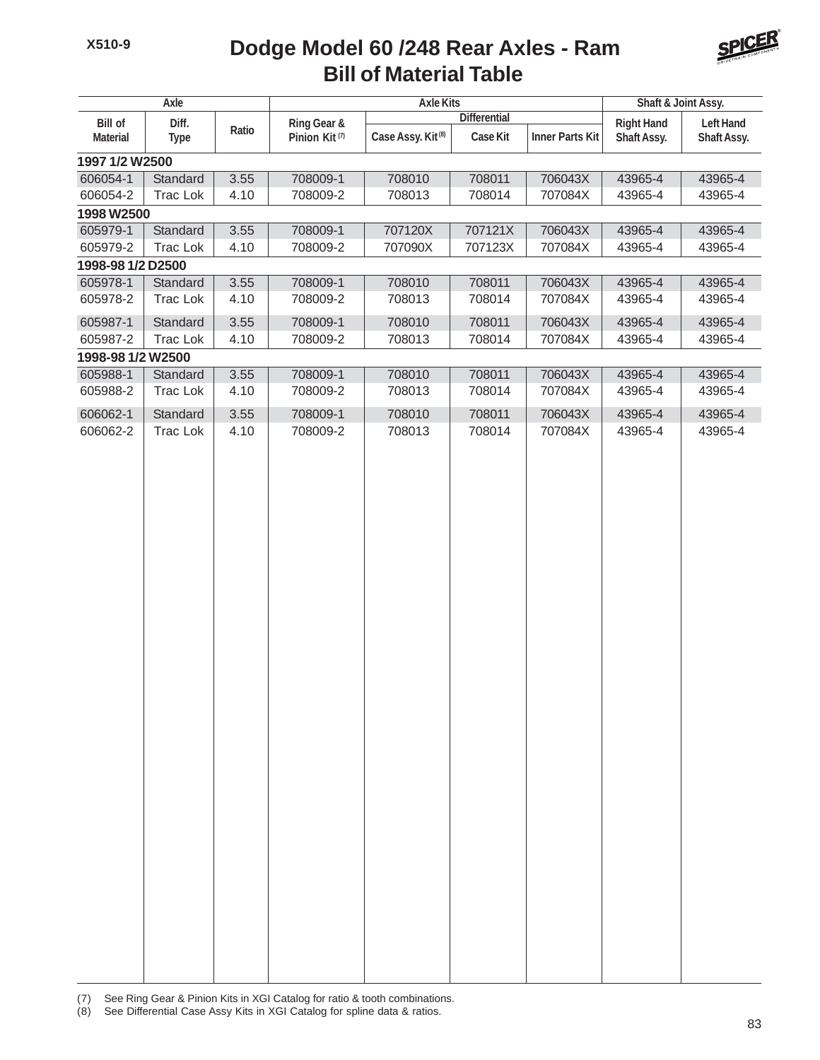# Dodge Model 60 /248 Rear Axles - Ram
## Bill of Material Table

| Axle | | | Axle Kits | | | | Shaft & Joint Assy. | |
|---|---|---|---|---|---|---|---|---|
| | | | | Differential | | | | |
| Bill of Material | Diff. Type | Ratio | Ring Gear & Pinion Kit (7) | Case Assy. Kit (8) | Case Kit | Inner Parts Kit | Right Hand Shaft Assy. | Left Hand Shaft Assy. |
| **1997 1/2 W2500** | | | | | | | | |
| 606054-1 | Standard | 3.55 | 708009-1 | 708010 | 708011 | 706043X | 43965-4 | 43965-4 |
| 606054-2 | Trac Lok | 4.10 | 708009-2 | 708013 | 708014 | 707084X | 43965-4 | 43965-4 |
| **1998 W2500** | | | | | | | | |
| 605979-1 | Standard | 3.55 | 708009-1 | 707120X | 707121X | 706043X | 43965-4 | 43965-4 |
| 605979-2 | Trac Lok | 4.10 | 708009-2 | 707090X | 707123X | 707084X | 43965-4 | 43965-4 |
| **1998-98 1/2 D2500** | | | | | | | | |
| 605978-1 | Standard | 3.55 | 708009-1 | 708010 | 708011 | 706043X | 43965-4 | 43965-4 |
| 605978-2 | Trac Lok | 4.10 | 708009-2 | 708013 | 708014 | 707084X | 43965-4 | 43965-4 |
| 605987-1 | Standard | 3.55 | 708009-1 | 708010 | 708011 | 706043X | 43965-4 | 43965-4 |
| 605987-2 | Trac Lok | 4.10 | 708009-2 | 708013 | 708014 | 707084X | 43965-4 | 43965-4 |
| **1998-98 1/2 W2500** | | | | | | | | |
| 605988-1 | Standard | 3.55 | 708009-1 | 708010 | 708011 | 706043X | 43965-4 | 43965-4 |
| 605988-2 | Trac Lok | 4.10 | 708009-2 | 708013 | 708014 | 707084X | 43965-4 | 43965-4 |
| 606062-1 | Standard | 3.55 | 708009-1 | 708010 | 708011 | 706043X | 43965-4 | 43965-4 |
| 606062-2 | Trac Lok | 4.10 | 708009-2 | 708013 | 708014 | 707084X | 43965-4 | 43965-4 |

(7) See Ring Gear & Pinion Kits in XGI Catalog for ratio & tooth combinations.
(8) See Differential Case Assy Kits in XGI Catalog for spline data & ratios.